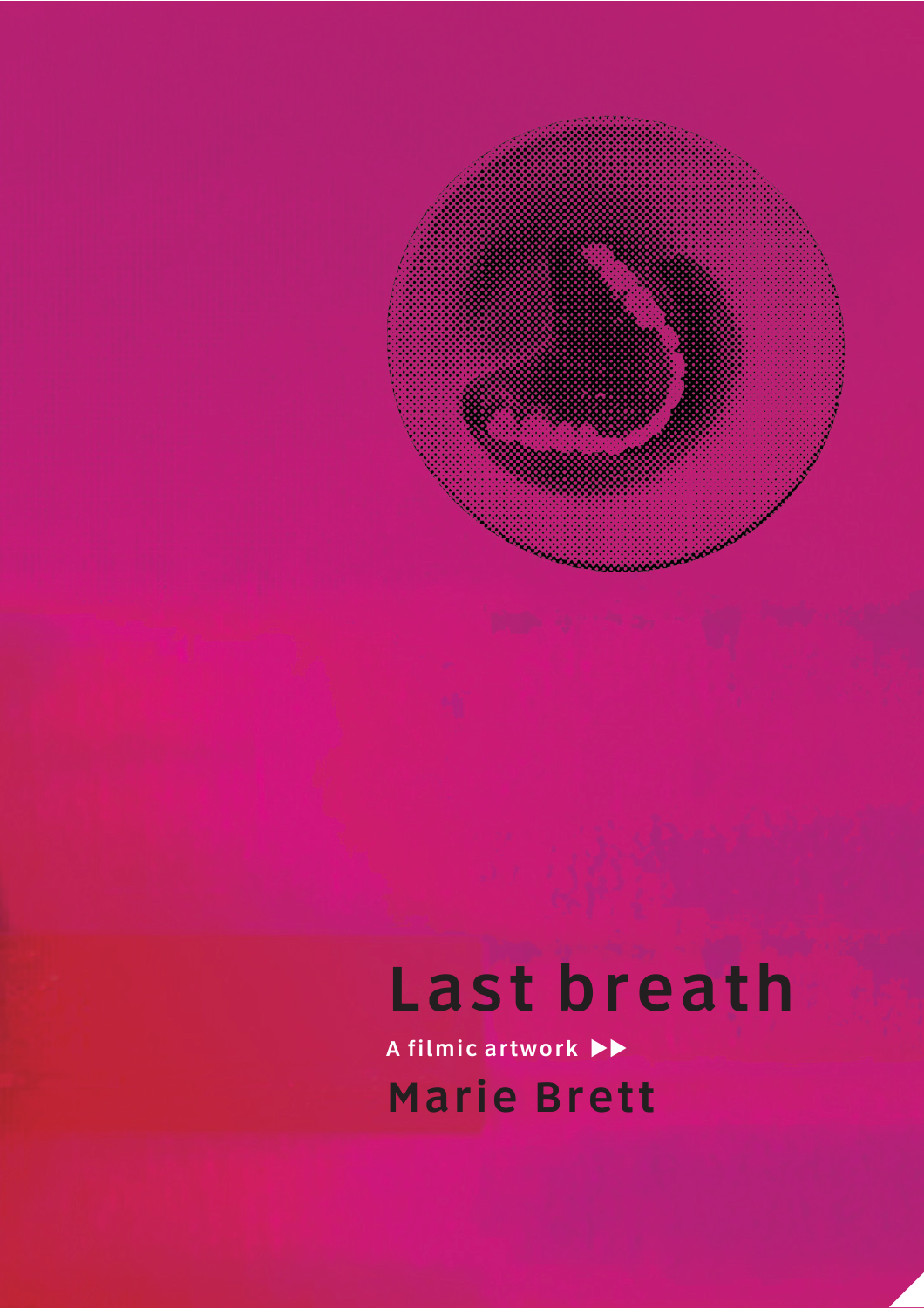# Last breath

A filmic artwork ▶▶

Marie Brett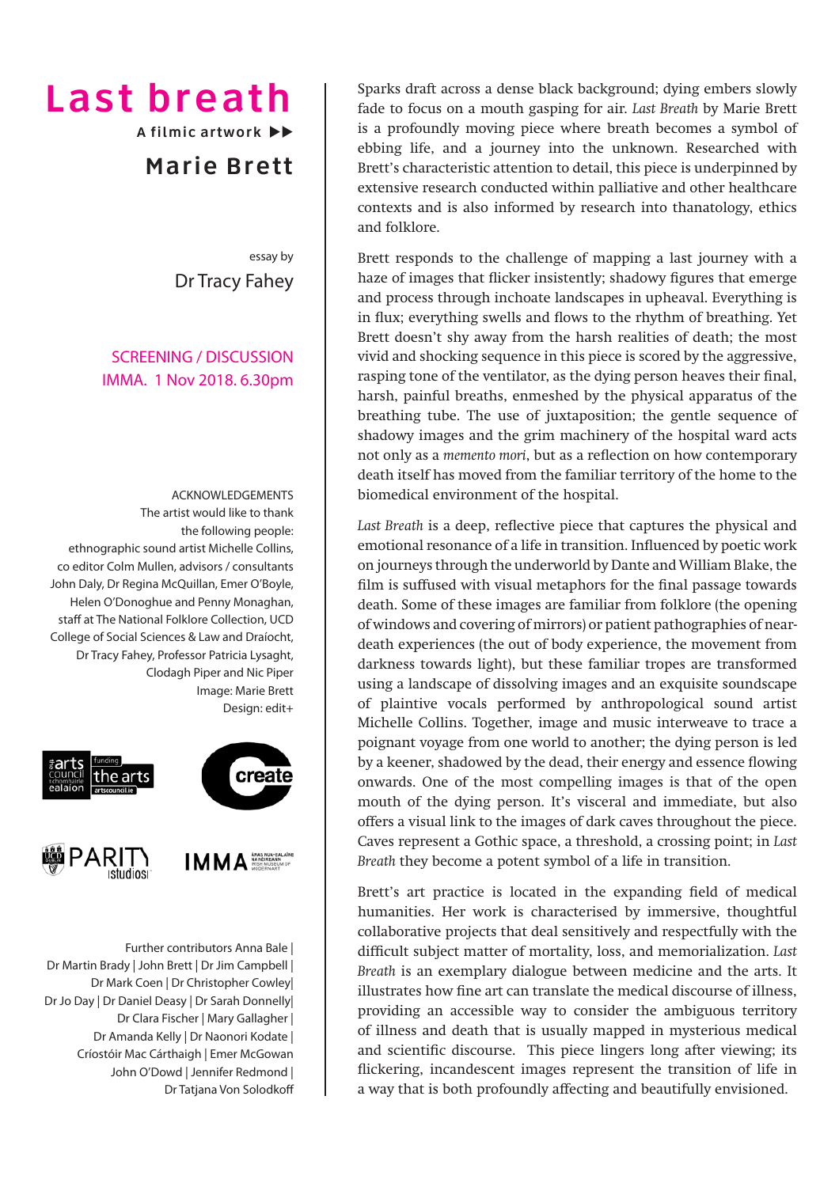# Last breath

A filmic artwork ▶▶

## Marie Brett

essay by

Dr Tracy Fahey

SCREENING / DISCUSSION
IMMA. 1 Nov 2018. 6.30pm

ACKNOWLEDGEMENTS
The artist would like to thank the following people: ethnographic sound artist Michelle Collins, co editor Colm Mullen, advisors / consultants John Daly, Dr Regina McQuillan, Emer O'Boyle, Helen O'Donoghue and Penny Monaghan, staff at The National Folklore Collection, UCD College of Social Sciences & Law and Draíocht, Dr Tracy Fahey, Professor Patricia Lysaght, Clodagh Piper and Nic Piper
Image: Marie Brett
Design: edit+

Further contributors Anna Bale | Dr Martin Brady | John Brett | Dr Jim Campbell | Dr Mark Coen | Dr Christopher Cowley| Dr Jo Day | Dr Daniel Deasy | Dr Sarah Donnelly| Dr Clara Fischer | Mary Gallagher | Dr Amanda Kelly | Dr Naonori Kodate | Críostóir Mac Cárthaigh | Emer McGowan John O'Dowd | Jennifer Redmond | Dr Tatjana Von Solodkoff

Sparks draft across a dense black background; dying embers slowly fade to focus on a mouth gasping for air. *Last Breath* by Marie Brett is a profoundly moving piece where breath becomes a symbol of ebbing life, and a journey into the unknown. Researched with Brett's characteristic attention to detail, this piece is underpinned by extensive research conducted within palliative and other healthcare contexts and is also informed by research into thanatology, ethics and folklore.

Brett responds to the challenge of mapping a last journey with a haze of images that flicker insistently; shadowy figures that emerge and process through inchoate landscapes in upheaval. Everything is in flux; everything swells and flows to the rhythm of breathing. Yet Brett doesn't shy away from the harsh realities of death; the most vivid and shocking sequence in this piece is scored by the aggressive, rasping tone of the ventilator, as the dying person heaves their final, harsh, painful breaths, enmeshed by the physical apparatus of the breathing tube. The use of juxtaposition; the gentle sequence of shadowy images and the grim machinery of the hospital ward acts not only as a *memento mori*, but as a reflection on how contemporary death itself has moved from the familiar territory of the home to the biomedical environment of the hospital.

*Last Breath* is a deep, reflective piece that captures the physical and emotional resonance of a life in transition. Influenced by poetic work on journeys through the underworld by Dante and William Blake, the film is suffused with visual metaphors for the final passage towards death. Some of these images are familiar from folklore (the opening of windows and covering of mirrors) or patient pathographies of near-death experiences (the out of body experience, the movement from darkness towards light), but these familiar tropes are transformed using a landscape of dissolving images and an exquisite soundscape of plaintive vocals performed by anthropological sound artist Michelle Collins. Together, image and music interweave to trace a poignant voyage from one world to another; the dying person is led by a keener, shadowed by the dead, their energy and essence flowing onwards. One of the most compelling images is that of the open mouth of the dying person. It's visceral and immediate, but also offers a visual link to the images of dark caves throughout the piece. Caves represent a Gothic space, a threshold, a crossing point; in *Last Breath* they become a potent symbol of a life in transition.

Brett's art practice is located in the expanding field of medical humanities. Her work is characterised by immersive, thoughtful collaborative projects that deal sensitively and respectfully with the difficult subject matter of mortality, loss, and memorialization. *Last Breath* is an exemplary dialogue between medicine and the arts. It illustrates how fine art can translate the medical discourse of illness, providing an accessible way to consider the ambiguous territory of illness and death that is usually mapped in mysterious medical and scientific discourse. This piece lingers long after viewing; its flickering, incandescent images represent the transition of life in a way that is both profoundly affecting and beautifully envisioned.